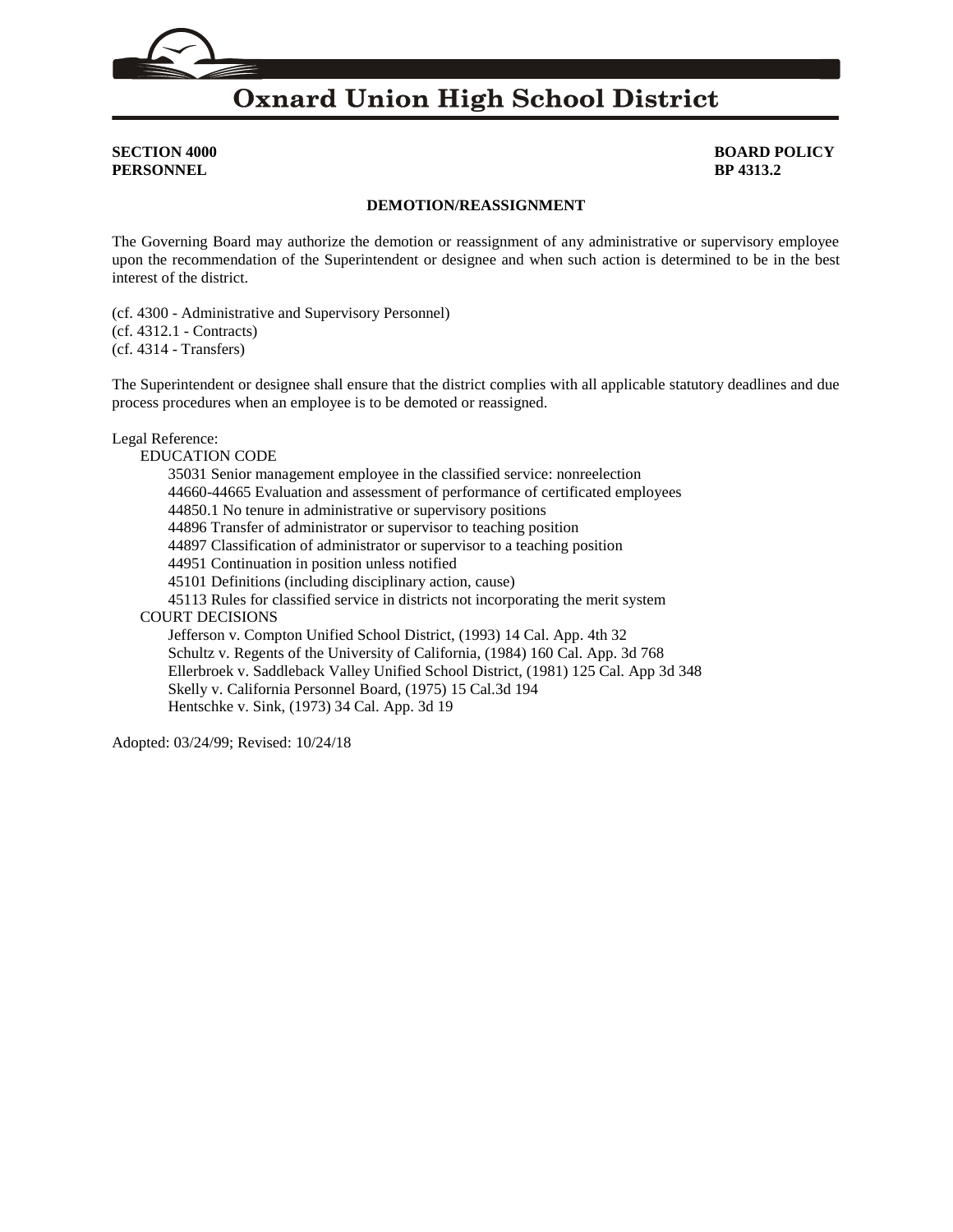# Oxnard Union High School District

**SECTION 4000**
**PERSONNEL**

**BOARD POLICY**
**BP 4313.2**

## DEMOTION/REASSIGNMENT

The Governing Board may authorize the demotion or reassignment of any administrative or supervisory employee upon the recommendation of the Superintendent or designee and when such action is determined to be in the best interest of the district.

(cf. 4300 - Administrative and Supervisory Personnel)
(cf. 4312.1 - Contracts)
(cf. 4314 - Transfers)

The Superintendent or designee shall ensure that the district complies with all applicable statutory deadlines and due process procedures when an employee is to be demoted or reassigned.

Legal Reference:

EDUCATION CODE

- 35031 Senior management employee in the classified service: nonreelection
- 44660-44665 Evaluation and assessment of performance of certificated employees
- 44850.1 No tenure in administrative or supervisory positions
- 44896 Transfer of administrator or supervisor to teaching position
- 44897 Classification of administrator or supervisor to a teaching position
- 44951 Continuation in position unless notified
- 45101 Definitions (including disciplinary action, cause)
- 45113 Rules for classified service in districts not incorporating the merit system

COURT DECISIONS

- Jefferson v. Compton Unified School District, (1993) 14 Cal. App. 4th 32
- Schultz v. Regents of the University of California, (1984) 160 Cal. App. 3d 768
- Ellerbroek v. Saddleback Valley Unified School District, (1981) 125 Cal. App 3d 348
- Skelly v. California Personnel Board, (1975) 15 Cal.3d 194
- Hentschke v. Sink, (1973) 34 Cal. App. 3d 19

Adopted: 03/24/99; Revised: 10/24/18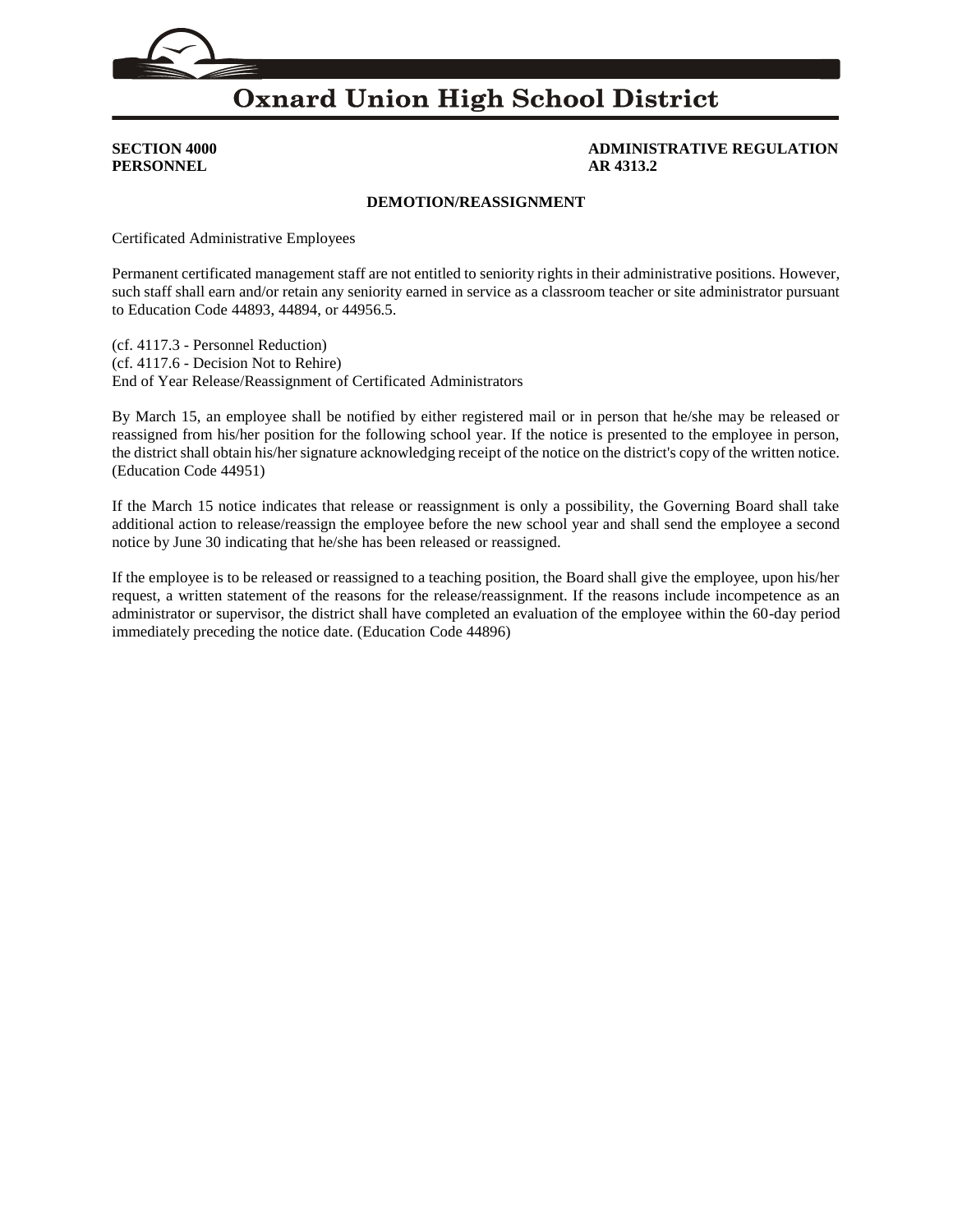# Oxnard Union High School District

**SECTION 4000**
**PERSONNEL**

**ADMINISTRATIVE REGULATION**
**AR 4313.2**

**DEMOTION/REASSIGNMENT**

Certificated Administrative Employees

Permanent certificated management staff are not entitled to seniority rights in their administrative positions. However, such staff shall earn and/or retain any seniority earned in service as a classroom teacher or site administrator pursuant to Education Code 44893, 44894, or 44956.5.

(cf. 4117.3 - Personnel Reduction)
(cf. 4117.6 - Decision Not to Rehire)
End of Year Release/Reassignment of Certificated Administrators

By March 15, an employee shall be notified by either registered mail or in person that he/she may be released or reassigned from his/her position for the following school year. If the notice is presented to the employee in person, the district shall obtain his/her signature acknowledging receipt of the notice on the district's copy of the written notice. (Education Code 44951)

If the March 15 notice indicates that release or reassignment is only a possibility, the Governing Board shall take additional action to release/reassign the employee before the new school year and shall send the employee a second notice by June 30 indicating that he/she has been released or reassigned.

If the employee is to be released or reassigned to a teaching position, the Board shall give the employee, upon his/her request, a written statement of the reasons for the release/reassignment. If the reasons include incompetence as an administrator or supervisor, the district shall have completed an evaluation of the employee within the 60-day period immediately preceding the notice date. (Education Code 44896)